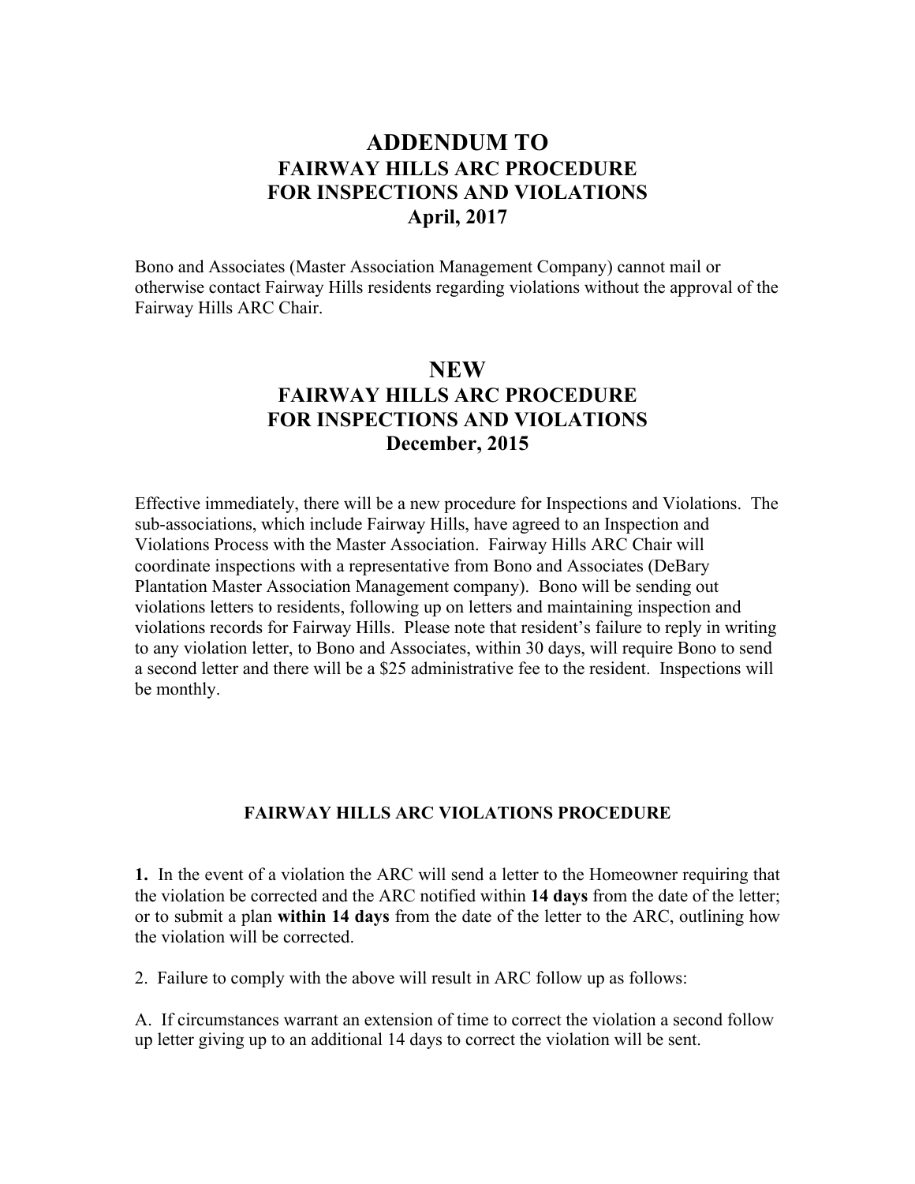# ADDENDUM TO
## FAIRWAY HILLS ARC PROCEDURE
## FOR INSPECTIONS AND VIOLATIONS
## April, 2017

Bono and Associates (Master Association Management Company) cannot mail or otherwise contact Fairway Hills residents regarding violations without the approval of the Fairway Hills ARC Chair.

# NEW
## FAIRWAY HILLS ARC PROCEDURE
## FOR INSPECTIONS AND VIOLATIONS
## December, 2015

Effective immediately, there will be a new procedure for Inspections and Violations. The sub-associations, which include Fairway Hills, have agreed to an Inspection and Violations Process with the Master Association. Fairway Hills ARC Chair will coordinate inspections with a representative from Bono and Associates (DeBary Plantation Master Association Management company). Bono will be sending out violations letters to residents, following up on letters and maintaining inspection and violations records for Fairway Hills. Please note that resident's failure to reply in writing to any violation letter, to Bono and Associates, within 30 days, will require Bono to send a second letter and there will be a $25 administrative fee to the resident. Inspections will be monthly.

### FAIRWAY HILLS ARC VIOLATIONS PROCEDURE

**1.** In the event of a violation the ARC will send a letter to the Homeowner requiring that the violation be corrected and the ARC notified within **14 days** from the date of the letter; or to submit a plan **within 14 days** from the date of the letter to the ARC, outlining how the violation will be corrected.

2. Failure to comply with the above will result in ARC follow up as follows:

A. If circumstances warrant an extension of time to correct the violation a second follow up letter giving up to an additional 14 days to correct the violation will be sent.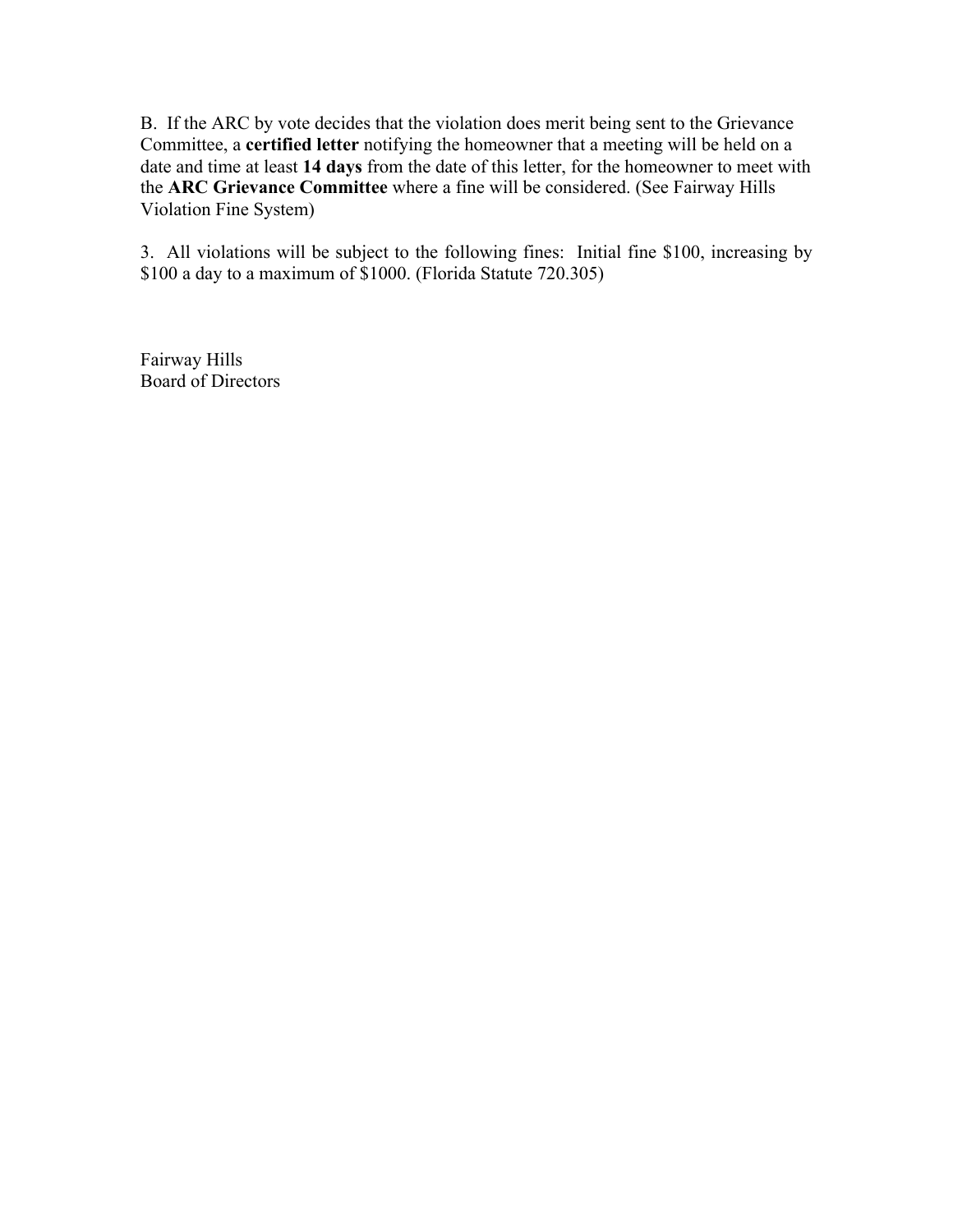B. If the ARC by vote decides that the violation does merit being sent to the Grievance Committee, a **certified letter** notifying the homeowner that a meeting will be held on a date and time at least **14 days** from the date of this letter, for the homeowner to meet with the **ARC Grievance Committee** where a fine will be considered. (See Fairway Hills Violation Fine System)

3. All violations will be subject to the following fines: Initial fine $100, increasing by $100 a day to a maximum of $1000. (Florida Statute 720.305)

Fairway Hills
Board of Directors